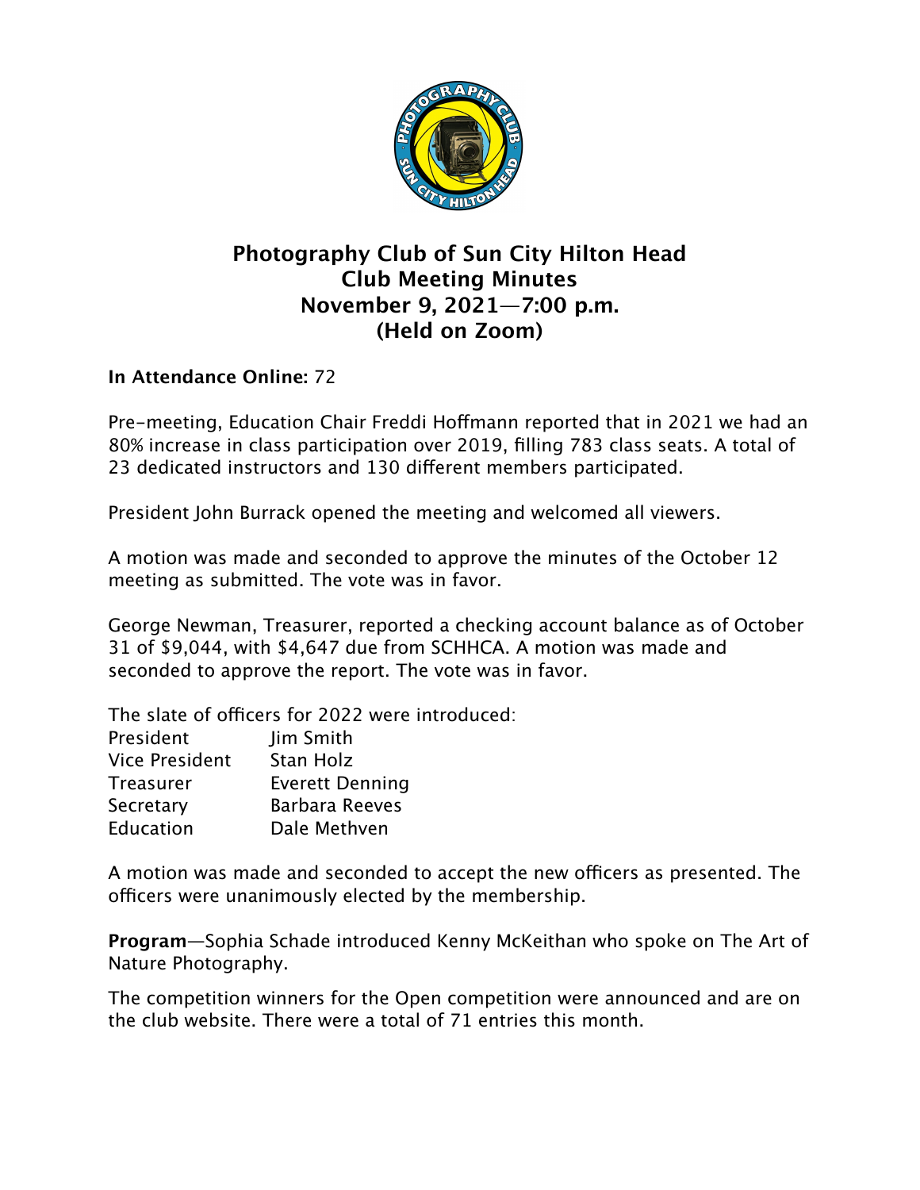# Photography Club of Sun City Hilton Head
## Club Meeting Minutes
## November 9, 2021—7:00 p.m.
## (Held on Zoom)

**In Attendance Online:** 72

Pre-meeting, Education Chair Freddi Hoffmann reported that in 2021 we had an 80% increase in class participation over 2019, filling 783 class seats. A total of 23 dedicated instructors and 130 different members participated.

President John Burrack opened the meeting and welcomed all viewers.

A motion was made and seconded to approve the minutes of the October 12 meeting as submitted. The vote was in favor.

George Newman, Treasurer, reported a checking account balance as of October 31 of $9,044, with $4,647 due from SCHHCA. A motion was made and seconded to approve the report. The vote was in favor.

The slate of officers for 2022 were introduced:

| | |
|---|---|
| President | Jim Smith |
| Vice President | Stan Holz |
| Treasurer | Everett Denning |
| Secretary | Barbara Reeves |
| Education | Dale Methven |

A motion was made and seconded to accept the new officers as presented. The officers were unanimously elected by the membership.

**Program**—Sophia Schade introduced Kenny McKeithan who spoke on The Art of Nature Photography.

The competition winners for the Open competition were announced and are on the club website. There were a total of 71 entries this month.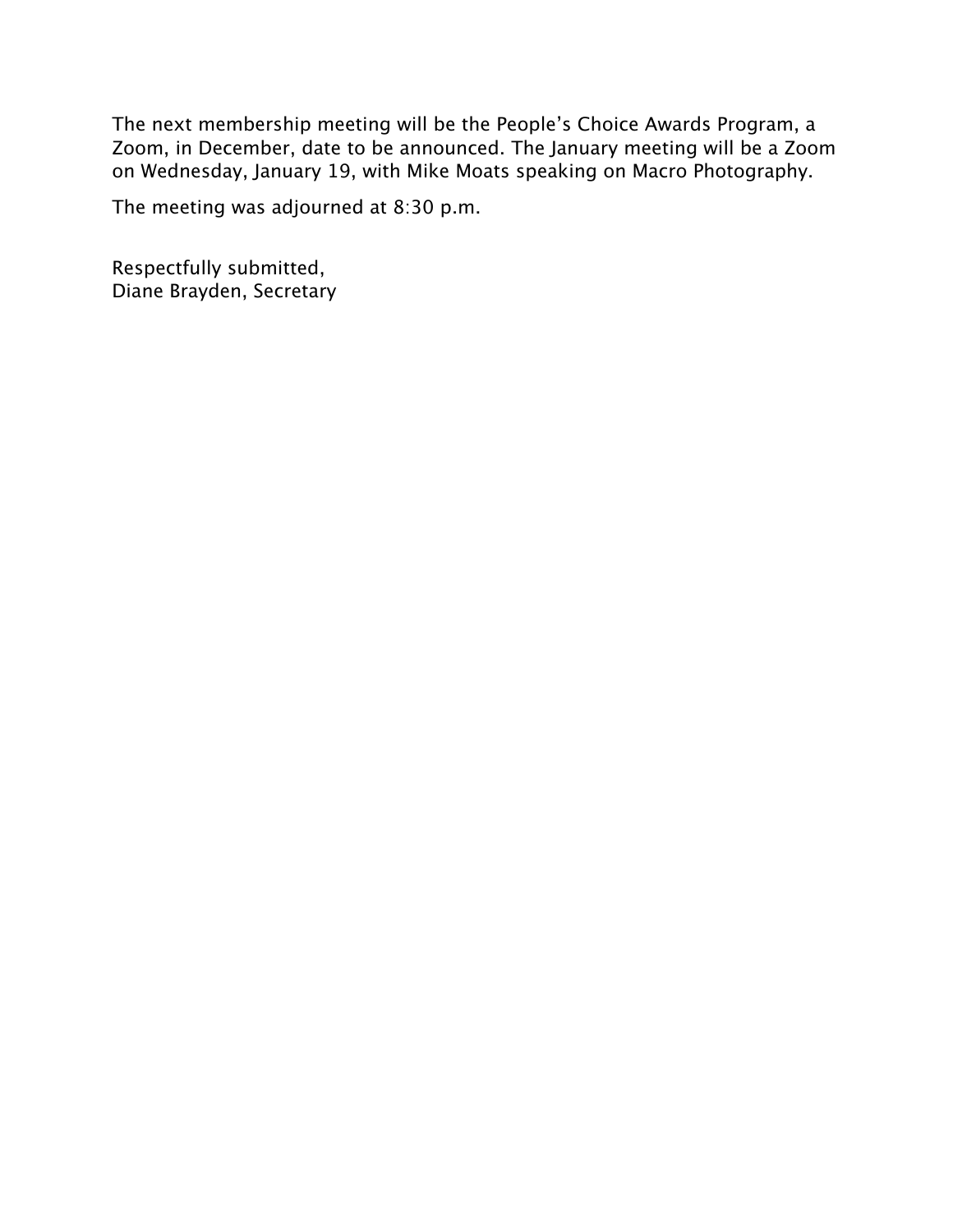The next membership meeting will be the People's Choice Awards Program, a Zoom, in December, date to be announced. The January meeting will be a Zoom on Wednesday, January 19, with Mike Moats speaking on Macro Photography.

The meeting was adjourned at 8:30 p.m.

Respectfully submitted,
Diane Brayden, Secretary